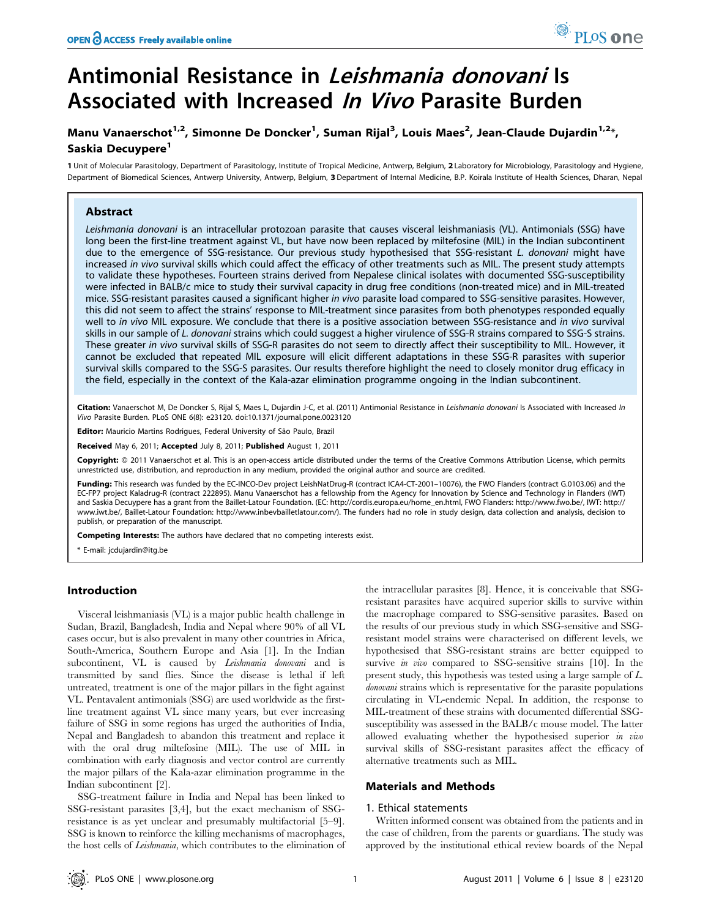# Antimonial Resistance in *Leishmania donovani* Is Associated with Increased *In Vivo* Parasite Burden

Manu Vanaerschot[1,2], Simonne De Doncker[1], Suman Rijal[3], Louis Maes[2], Jean-Claude Dujardin[1,2]*, Saskia Decuypere[1]

1 Unit of Molecular Parasitology, Department of Parasitology, Institute of Tropical Medicine, Antwerp, Belgium, 2 Laboratory for Microbiology, Parasitology and Hygiene, Department of Biomedical Sciences, Antwerp University, Antwerp, Belgium, 3 Department of Internal Medicine, B.P. Koirala Institute of Health Sciences, Dharan, Nepal

## Abstract

*Leishmania donovani* is an intracellular protozoan parasite that causes visceral leishmaniasis (VL). Antimonials (SSG) have long been the first-line treatment against VL, but have now been replaced by miltefosine (MIL) in the Indian subcontinent due to the emergence of SSG-resistance. Our previous study hypothesised that SSG-resistant *L. donovani* might have increased *in vivo* survival skills which could affect the efficacy of other treatments such as MIL. The present study attempts to validate these hypotheses. Fourteen strains derived from Nepalese clinical isolates with documented SSG-susceptibility were infected in BALB/c mice to study their survival capacity in drug free conditions (non-treated mice) and in MIL-treated mice. SSG-resistant parasites caused a significant higher *in vivo* parasite load compared to SSG-sensitive parasites. However, this did not seem to affect the strains' response to MIL-treatment since parasites from both phenotypes responded equally well to *in vivo* MIL exposure. We conclude that there is a positive association between SSG-resistance and *in vivo* survival skills in our sample of *L. donovani* strains which could suggest a higher virulence of SSG-R strains compared to SSG-S strains. These greater *in vivo* survival skills of SSG-R parasites do not seem to directly affect their susceptibility to MIL. However, it cannot be excluded that repeated MIL exposure will elicit different adaptations in these SSG-R parasites with superior survival skills compared to the SSG-S parasites. Our results therefore highlight the need to closely monitor drug efficacy in the field, especially in the context of the Kala-azar elimination programme ongoing in the Indian subcontinent.

**Citation:** Vanaerschot M, De Doncker S, Rijal S, Maes L, Dujardin J-C, et al. (2011) Antimonial Resistance in *Leishmania donovani* Is Associated with Increased *In Vivo* Parasite Burden. PLoS ONE 6(8): e23120. doi:10.1371/journal.pone.0023120

**Editor:** Mauricio Martins Rodrigues, Federal University of São Paulo, Brazil

**Received** May 6, 2011; **Accepted** July 8, 2011; **Published** August 1, 2011

**Copyright:** © 2011 Vanaerschot et al. This is an open-access article distributed under the terms of the Creative Commons Attribution License, which permits unrestricted use, distribution, and reproduction in any medium, provided the original author and source are credited.

**Funding:** This research was funded by the EC-INCO-Dev project LeishNatDrug-R (contract ICA4-CT-2001–10076), the FWO Flanders (contract G.0103.06) and the EC-FP7 project Kaladrug-R (contract 222895). Manu Vanaerschot has a fellowship from the Agency for Innovation by Science and Technology in Flanders (IWT) and Saskia Decuypere has a grant from the Baillet-Latour Foundation. (EC: http://cordis.europa.eu/home_en.html, FWO Flanders: http://www.fwo.be/, IWT: http://www.iwt.be/, Baillet-Latour Foundation: http://www.inbevbailletlatour.com/). The funders had no role in study design, data collection and analysis, decision to publish, or preparation of the manuscript.

**Competing Interests:** The authors have declared that no competing interests exist.

* E-mail: jcdujardin@itg.be

## Introduction

Visceral leishmaniasis (VL) is a major public health challenge in Sudan, Brazil, Bangladesh, India and Nepal where 90% of all VL cases occur, but is also prevalent in many other countries in Africa, South-America, Southern Europe and Asia [1]. In the Indian subcontinent, VL is caused by *Leishmania donovani* and is transmitted by sand flies. Since the disease is lethal if left untreated, treatment is one of the major pillars in the fight against VL. Pentavalent antimonials (SSG) are used worldwide as the first-line treatment against VL since many years, but ever increasing failure of SSG in some regions has urged the authorities of India, Nepal and Bangladesh to abandon this treatment and replace it with the oral drug miltefosine (MIL). The use of MIL in combination with early diagnosis and vector control are currently the major pillars of the Kala-azar elimination programme in the Indian subcontinent [2].

SSG-treatment failure in India and Nepal has been linked to SSG-resistant parasites [3,4], but the exact mechanism of SSG-resistance is as yet unclear and presumably multifactorial [5–9]. SSG is known to reinforce the killing mechanisms of macrophages, the host cells of *Leishmania*, which contributes to the elimination of the intracellular parasites [8]. Hence, it is conceivable that SSG-resistant parasites have acquired superior skills to survive within the macrophage compared to SSG-sensitive parasites. Based on the results of our previous study in which SSG-sensitive and SSG-resistant model strains were characterised on different levels, we hypothesised that SSG-resistant strains are better equipped to survive *in vivo* compared to SSG-sensitive strains [10]. In the present study, this hypothesis was tested using a large sample of *L. donovani* strains which is representative for the parasite populations circulating in VL-endemic Nepal. In addition, the response to MIL-treatment of these strains with documented differential SSG-susceptibility was assessed in the BALB/c mouse model. The latter allowed evaluating whether the hypothesised superior *in vivo* survival skills of SSG-resistant parasites affect the efficacy of alternative treatments such as MIL.

## Materials and Methods

### 1. Ethical statements

Written informed consent was obtained from the patients and in the case of children, from the parents or guardians. The study was approved by the institutional ethical review boards of the Nepal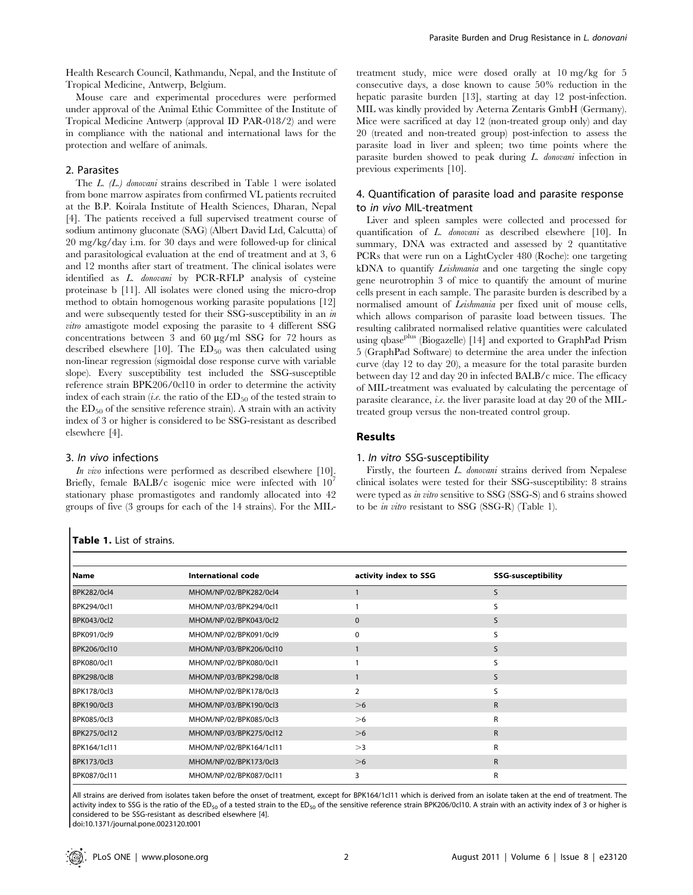Health Research Council, Kathmandu, Nepal, and the Institute of Tropical Medicine, Antwerp, Belgium.

Mouse care and experimental procedures were performed under approval of the Animal Ethic Committee of the Institute of Tropical Medicine Antwerp (approval ID PAR-018/2) and were in compliance with the national and international laws for the protection and welfare of animals.

## 2. Parasites

The *L. (L.) donovani* strains described in Table 1 were isolated from bone marrow aspirates from confirmed VL patients recruited at the B.P. Koirala Institute of Health Sciences, Dharan, Nepal [4]. The patients received a full supervised treatment course of sodium antimony gluconate (SAG) (Albert David Ltd, Calcutta) of 20 mg/kg/day i.m. for 30 days and were followed-up for clinical and parasitological evaluation at the end of treatment and at 3, 6 and 12 months after start of treatment. The clinical isolates were identified as *L. donovani* by PCR-RFLP analysis of cysteine proteinase b [11]. All isolates were cloned using the micro-drop method to obtain homogenous working parasite populations [12] and were subsequently tested for their SSG-susceptibility in an *in vitro* amastigote model exposing the parasite to 4 different SSG concentrations between 3 and 60 μg/ml SSG for 72 hours as described elsewhere [10]. The $ED_{50}$ was then calculated using non-linear regression (sigmoidal dose response curve with variable slope). Every susceptibility test included the SSG-susceptible reference strain BPK206/0cl10 in order to determine the activity index of each strain (*i.e.* the ratio of the $ED_{50}$ of the tested strain to the $ED_{50}$ of the sensitive reference strain). A strain with an activity index of 3 or higher is considered to be SSG-resistant as described elsewhere [4].

## 3. *In vivo* infections

*In vivo* infections were performed as described elsewhere [10]. Briefly, female BALB/c isogenic mice were infected with $10^7$ stationary phase promastigotes and randomly allocated into 42 groups of five (3 groups for each of the 14 strains). For the MIL-treatment study, mice were dosed orally at 10 mg/kg for 5 consecutive days, a dose known to cause 50% reduction in the hepatic parasite burden [13], starting at day 12 post-infection. MIL was kindly provided by Aeterna Zentaris GmbH (Germany). Mice were sacrificed at day 12 (non-treated group only) and day 20 (treated and non-treated group) post-infection to assess the parasite load in liver and spleen; two time points where the parasite burden showed to peak during *L. donovani* infection in previous experiments [10].

## 4. Quantification of parasite load and parasite response to *in vivo* MIL-treatment

Liver and spleen samples were collected and processed for quantification of *L. donovani* as described elsewhere [10]. In summary, DNA was extracted and assessed by 2 quantitative PCRs that were run on a LightCycler 480 (Roche): one targeting kDNA to quantify *Leishmania* and one targeting the single copy gene neurotrophin 3 of mice to quantify the amount of murine cells present in each sample. The parasite burden is described by a normalised amount of *Leishmania* per fixed unit of mouse cells, which allows comparison of parasite load between tissues. The resulting calibrated normalised relative quantities were calculated using qbase$^{plus}$ (Biogazelle) [14] and exported to GraphPad Prism 5 (GraphPad Software) to determine the area under the infection curve (day 12 to day 20), a measure for the total parasite burden between day 12 and day 20 in infected BALB/c mice. The efficacy of MIL-treatment was evaluated by calculating the percentage of parasite clearance, *i.e.* the liver parasite load at day 20 of the MIL-treated group versus the non-treated control group.

# Results

## 1. *In vitro* SSG-susceptibility

Firstly, the fourteen *L. donovani* strains derived from Nepalese clinical isolates were tested for their SSG-susceptibility: 8 strains were typed as *in vitro* sensitive to SSG (SSG-S) and 6 strains showed to be *in vitro* resistant to SSG (SSG-R) (Table 1).

**Table 1.** List of strains.

| Name | International code | activity index to SSG | SSG-susceptibility |
|---|---|---|---|
| BPK282/0cl4 | MHOM/NP/02/BPK282/0cl4 | 1 | S |
| BPK294/0cl1 | MHOM/NP/03/BPK294/0cl1 | 1 | S |
| BPK043/0cl2 | MHOM/NP/02/BPK043/0cl2 | 0 | S |
| BPK091/0cl9 | MHOM/NP/02/BPK091/0cl9 | 0 | S |
| BPK206/0cl10 | MHOM/NP/03/BPK206/0cl10 | 1 | S |
| BPK080/0cl1 | MHOM/NP/02/BPK080/0cl1 | 1 | S |
| BPK298/0cl8 | MHOM/NP/03/BPK298/0cl8 | 1 | S |
| BPK178/0cl3 | MHOM/NP/02/BPK178/0cl3 | 2 | S |
| BPK190/0cl3 | MHOM/NP/03/BPK190/0cl3 | >6 | R |
| BPK085/0cl3 | MHOM/NP/02/BPK085/0cl3 | >6 | R |
| BPK275/0cl12 | MHOM/NP/03/BPK275/0cl12 | >6 | R |
| BPK164/1cl11 | MHOM/NP/02/BPK164/1cl11 | >3 | R |
| BPK173/0cl3 | MHOM/NP/02/BPK173/0cl3 | >6 | R |
| BPK087/0cl11 | MHOM/NP/02/BPK087/0cl11 | 3 | R |

All strains are derived from isolates taken before the onset of treatment, except for BPK164/1cl11 which is derived from an isolate taken at the end of treatment. The activity index to SSG is the ratio of the $ED_{50}$ of a tested strain to the $ED_{50}$ of the sensitive reference strain BPK206/0cl10. A strain with an activity index of 3 or higher is considered to be SSG-resistant as described elsewhere [4].
doi:10.1371/journal.pone.0023120.t001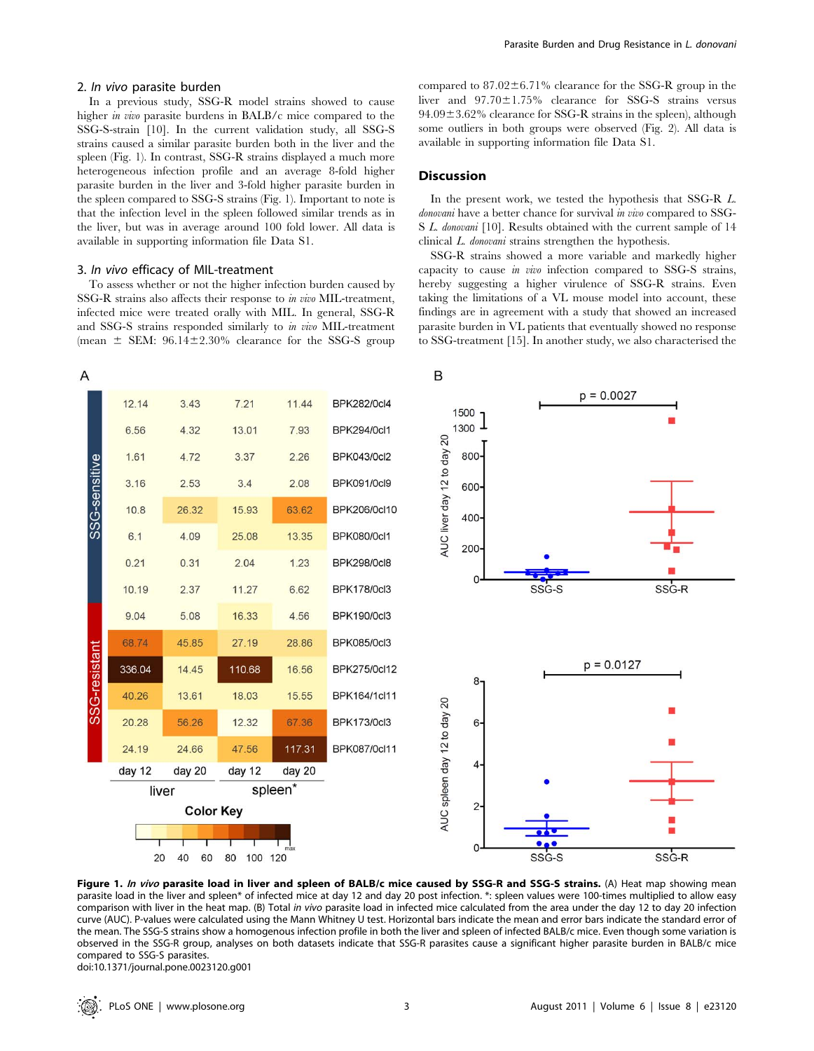## 2. *In vivo* parasite burden

In a previous study, SSG-R model strains showed to cause higher *in vivo* parasite burdens in BALB/c mice compared to the SSG-S-strain [10]. In the current validation study, all SSG-S strains caused a similar parasite burden both in the liver and the spleen (Fig. 1). In contrast, SSG-R strains displayed a much more heterogeneous infection profile and an average 8-fold higher parasite burden in the liver and 3-fold higher parasite burden in the spleen compared to SSG-S strains (Fig. 1). Important to note is that the infection level in the spleen followed similar trends as in the liver, but was in average around 100 fold lower. All data is available in supporting information file Data S1.

## 3. *In vivo* efficacy of MIL-treatment

To assess whether or not the higher infection burden caused by SSG-R strains also affects their response to *in vivo* MIL-treatment, infected mice were treated orally with MIL. In general, SSG-R and SSG-S strains responded similarly to *in vivo* MIL-treatment (mean ± SEM: 96.14±2.30% clearance for the SSG-S group compared to 87.02±6.71% clearance for the SSG-R group in the liver and 97.70±1.75% clearance for SSG-S strains versus 94.09±3.62% clearance for SSG-R strains in the spleen), although some outliers in both groups were observed (Fig. 2). All data is available in supporting information file Data S1.

## Discussion

In the present work, we tested the hypothesis that SSG-R *L. donovani* have a better chance for survival *in vivo* compared to SSG-S *L. donovani* [10]. Results obtained with the current sample of 14 clinical *L. donovani* strains strengthen the hypothesis.

SSG-R strains showed a more variable and markedly higher capacity to cause *in vivo* infection compared to SSG-S strains, hereby suggesting a higher virulence of SSG-R strains. Even taking the limitations of a VL mouse model into account, these findings are in agreement with a study that showed an increased parasite burden in VL patients that eventually showed no response to SSG-treatment [15]. In another study, we also characterised the

**A**

| Group | Strain | liver day 12 | liver day 20 | spleen* day 12 | spleen* day 20 |
|---|---|---|---|---|---|
| SSG-sensitive | BPK282/0cl4 | 12.14 | 3.43 | 7.21 | 11.44 |
| SSG-sensitive | BPK294/0cl1 | 6.56 | 4.32 | 13.01 | 7.93 |
| SSG-sensitive | BPK043/0cl2 | 1.61 | 4.72 | 3.37 | 2.26 |
| SSG-sensitive | BPK091/0cl9 | 3.16 | 2.53 | 3.4 | 2.08 |
| SSG-sensitive | BPK206/0cl10 | 10.8 | 26.32 | 15.93 | 63.62 |
| SSG-sensitive | BPK080/0cl1 | 6.1 | 4.09 | 25.08 | 13.35 |
| SSG-sensitive | BPK298/0cl8 | 0.21 | 0.31 | 2.04 | 1.23 |
| SSG-sensitive | BPK178/0cl3 | 10.19 | 2.37 | 11.27 | 6.62 |
| SSG-resistant | BPK190/0cl3 | 9.04 | 5.08 | 16.33 | 4.56 |
| SSG-resistant | BPK085/0cl3 | 68.74 | 45.85 | 27.19 | 28.86 |
| SSG-resistant | BPK275/0cl12 | 336.04 | 14.45 | 110.68 | 16.56 |
| SSG-resistant | BPK164/1cl11 | 40.26 | 13.61 | 18.03 | 15.55 |
| SSG-resistant | BPK173/0cl3 | 20.28 | 56.26 | 12.32 | 67.36 |
| SSG-resistant | BPK087/0cl11 | 24.19 | 24.66 | 47.56 | 117.31 |

Color Key: 20 40 60 80 100 120 max

**B**

AUC liver day 12 to day 20: SSG-S vs SSG-R, p = 0.0027

AUC spleen day 12 to day 20: SSG-S vs SSG-R, p = 0.0127

**Figure 1. *In vivo* parasite load in liver and spleen of BALB/c mice caused by SSG-R and SSG-S strains.** (A) Heat map showing mean parasite load in the liver and spleen* of infected mice at day 12 and day 20 post infection. *: spleen values were 100-times multiplied to allow easy comparison with liver in the heat map. (B) Total *in vivo* parasite load in infected mice calculated from the area under the day 12 to day 20 infection curve (AUC). P-values were calculated using the Mann Whitney U test. Horizontal bars indicate the mean and error bars indicate the standard error of the mean. The SSG-S strains show a homogenous infection profile in both the liver and spleen of infected BALB/c mice. Even though some variation is observed in the SSG-R group, analyses on both datasets indicate that SSG-R parasites cause a significant higher parasite burden in BALB/c mice compared to SSG-S parasites.

doi:10.1371/journal.pone.0023120.g001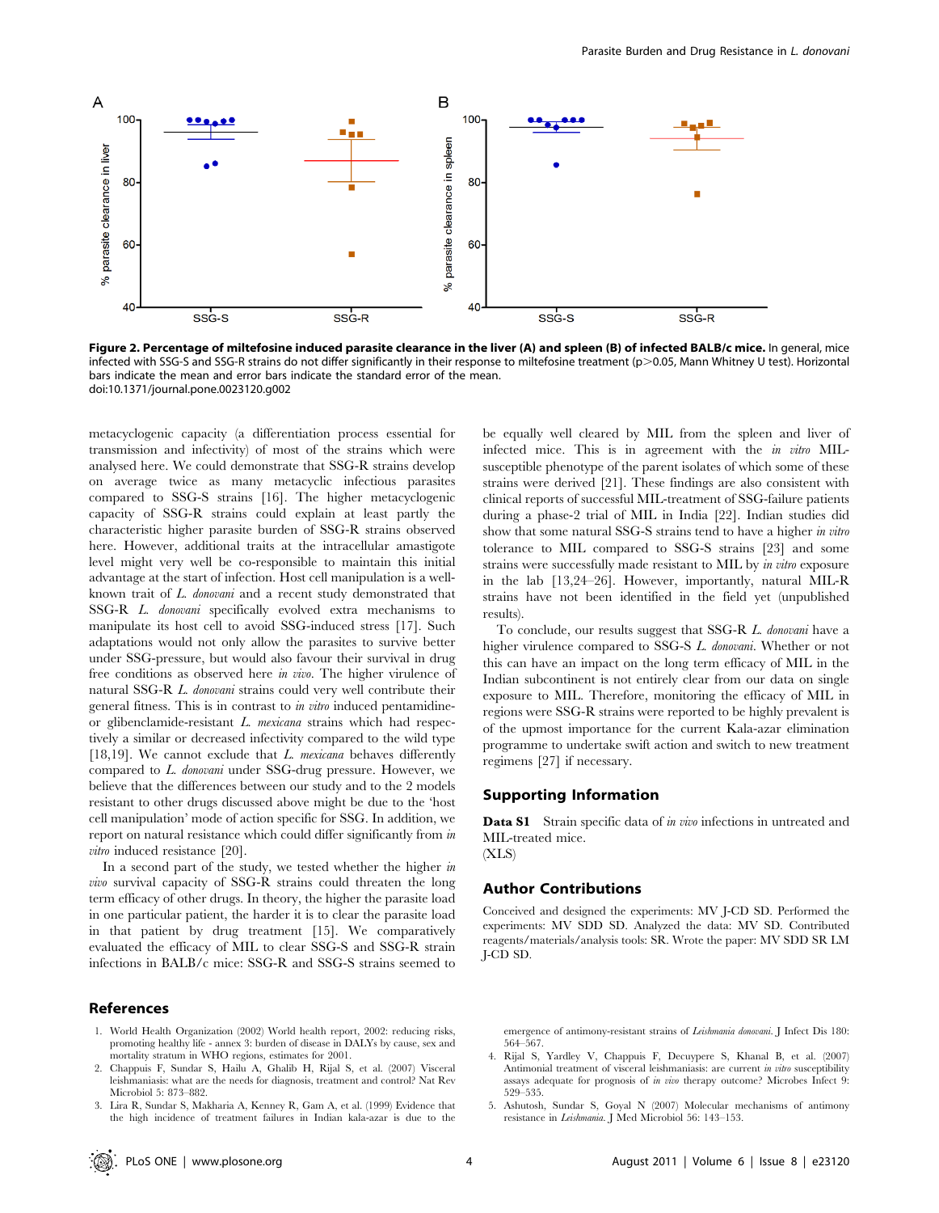**Figure 2. Percentage of miltefosine induced parasite clearance in the liver (A) and spleen (B) of infected BALB/c mice.** In general, mice infected with SSG-S and SSG-R strains do not differ significantly in their response to miltefosine treatment ($p > 0.05$, Mann Whitney U test). Horizontal bars indicate the mean and error bars indicate the standard error of the mean.
doi:10.1371/journal.pone.0023120.g002

metacyclogenic capacity (a differentiation process essential for transmission and infectivity) of most of the strains which were analysed here. We could demonstrate that SSG-R strains develop on average twice as many metacyclic infectious parasites compared to SSG-S strains [16]. The higher metacyclogenic capacity of SSG-R strains could explain at least partly the characteristic higher parasite burden of SSG-R strains observed here. However, additional traits at the intracellular amastigote level might very well be co-responsible to maintain this initial advantage at the start of infection. Host cell manipulation is a well-known trait of *L. donovani* and a recent study demonstrated that SSG-R *L. donovani* specifically evolved extra mechanisms to manipulate its host cell to avoid SSG-induced stress [17]. Such adaptations would not only allow the parasites to survive better under SSG-pressure, but would also favour their survival in drug free conditions as observed here *in vivo*. The higher virulence of natural SSG-R *L. donovani* strains could very well contribute their general fitness. This is in contrast to *in vitro* induced pentamidine- or glibenclamide-resistant *L. mexicana* strains which had respectively a similar or decreased infectivity compared to the wild type [18,19]. We cannot exclude that *L. mexicana* behaves differently compared to *L. donovani* under SSG-drug pressure. However, we believe that the differences between our study and to the 2 models resistant to other drugs discussed above might be due to the 'host cell manipulation' mode of action specific for SSG. In addition, we report on natural resistance which could differ significantly from *in vitro* induced resistance [20].

In a second part of the study, we tested whether the higher *in vivo* survival capacity of SSG-R strains could threaten the long term efficacy of other drugs. In theory, the higher the parasite load in one particular patient, the harder it is to clear the parasite load in that patient by drug treatment [15]. We comparatively evaluated the efficacy of MIL to clear SSG-S and SSG-R strain infections in BALB/c mice: SSG-R and SSG-S strains seemed to be equally well cleared by MIL from the spleen and liver of infected mice. This is in agreement with the *in vitro* MIL-susceptible phenotype of the parent isolates of which some of these strains were derived [21]. These findings are also consistent with clinical reports of successful MIL-treatment of SSG-failure patients during a phase-2 trial of MIL in India [22]. Indian studies did show that some natural SSG-S strains tend to have a higher *in vitro* tolerance to MIL compared to SSG-S strains [23] and some strains were successfully made resistant to MIL by *in vitro* exposure in the lab [13,24–26]. However, importantly, natural MIL-R strains have not been identified in the field yet (unpublished results).

To conclude, our results suggest that SSG-R *L. donovani* have a higher virulence compared to SSG-S *L. donovani*. Whether or not this can have an impact on the long term efficacy of MIL in the Indian subcontinent is not entirely clear from our data on single exposure to MIL. Therefore, monitoring the efficacy of MIL in regions were SSG-R strains were reported to be highly prevalent is of the upmost importance for the current Kala-azar elimination programme to undertake swift action and switch to new treatment regimens [27] if necessary.

## Supporting Information

**Data S1** Strain specific data of *in vivo* infections in untreated and MIL-treated mice.
(XLS)

## Author Contributions

Conceived and designed the experiments: MV J-CD SD. Performed the experiments: MV SDD SD. Analyzed the data: MV SD. Contributed reagents/materials/analysis tools: SR. Wrote the paper: MV SDD SR LM J-CD SD.

## References

1. World Health Organization (2002) World health report, 2002: reducing risks, promoting healthy life - annex 3: burden of disease in DALYs by cause, sex and mortality stratum in WHO regions, estimates for 2001.
2. Chappuis F, Sundar S, Hailu A, Ghalib H, Rijal S, et al. (2007) Visceral leishmaniasis: what are the needs for diagnosis, treatment and control? Nat Rev Microbiol 5: 873–882.
3. Lira R, Sundar S, Makharia A, Kenney R, Gam A, et al. (1999) Evidence that the high incidence of treatment failures in Indian kala-azar is due to the emergence of antimony-resistant strains of *Leishmania donovani*. J Infect Dis 180: 564–567.
4. Rijal S, Yardley V, Chappuis F, Decuypere S, Khanal B, et al. (2007) Antimonial treatment of visceral leishmaniasis: are current *in vitro* susceptibility assays adequate for prognosis of *in vivo* therapy outcome? Microbes Infect 9: 529–535.
5. Ashutosh, Sundar S, Goyal N (2007) Molecular mechanisms of antimony resistance in *Leishmania*. J Med Microbiol 56: 143–153.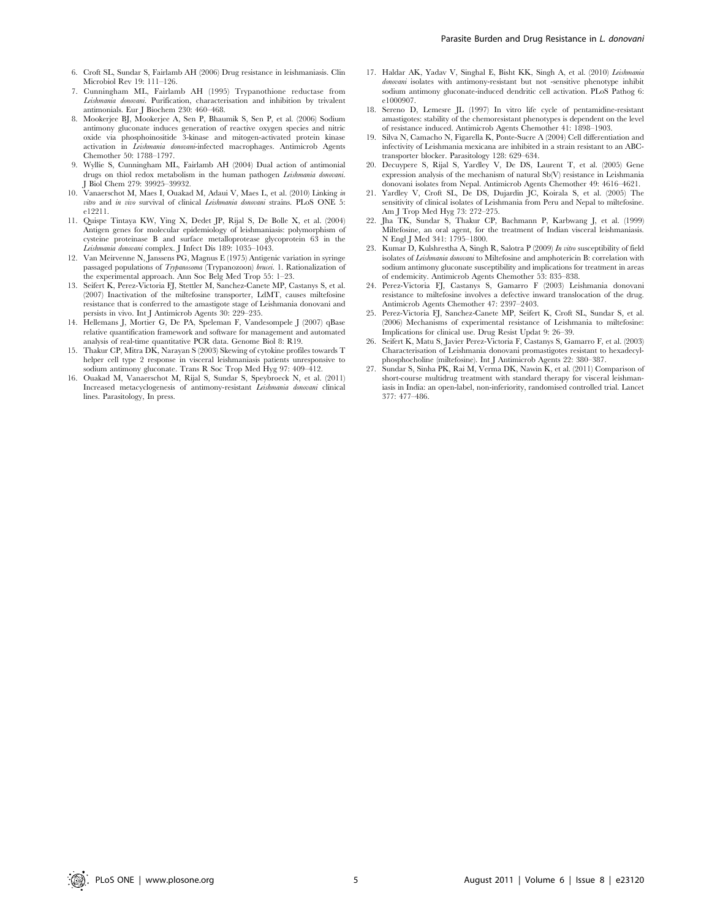6. Croft SL, Sundar S, Fairlamb AH (2006) Drug resistance in leishmaniasis. Clin Microbiol Rev 19: 111–126.
7. Cunningham ML, Fairlamb AH (1995) Trypanothione reductase from *Leishmania donovani*. Purification, characterisation and inhibition by trivalent antimonials. Eur J Biochem 230: 460–468.
8. Mookerjee BJ, Mookerjee A, Sen P, Bhaumik S, Sen P, et al. (2006) Sodium antimony gluconate induces generation of reactive oxygen species and nitric oxide via phosphoinositide 3-kinase and mitogen-activated protein kinase activation in *Leishmania donovani*-infected macrophages. Antimicrob Agents Chemother 50: 1788–1797.
9. Wyllie S, Cunningham ML, Fairlamb AH (2004) Dual action of antimonial drugs on thiol redox metabolism in the human pathogen *Leishmania donovani*. J Biol Chem 279: 39925–39932.
10. Vanaerschot M, Maes I, Ouakad M, Adaui V, Maes L, et al. (2010) Linking *in vitro* and *in vivo* survival of clinical *Leishmania donovani* strains. PLoS ONE 5: e12211.
11. Quispe Tintaya KW, Ying X, Dedet JP, Rijal S, De Bolle X, et al. (2004) Antigen genes for molecular epidemiology of leishmaniasis: polymorphism of cysteine proteinase B and surface metalloprotease glycoprotein 63 in the *Leishmania donovani* complex. J Infect Dis 189: 1035–1043.
12. Van Meirvenne N, Janssens PG, Magnus E (1975) Antigenic variation in syringe passaged populations of *Trypanosoma* (Trypanozoon) *brucei*. 1. Rationalization of the experimental approach. Ann Soc Belg Med Trop 55: 1–23.
13. Seifert K, Perez-Victoria FJ, Stettler M, Sanchez-Canete MP, Castanys S, et al. (2007) Inactivation of the miltefosine transporter, LdMT, causes miltefosine resistance that is conferred to the amastigote stage of Leishmania donovani and persists in vivo. Int J Antimicrob Agents 30: 229–235.
14. Hellemans J, Mortier G, De PA, Speleman F, Vandesompele J (2007) qBase relative quantification framework and software for management and automated analysis of real-time quantitative PCR data. Genome Biol 8: R19.
15. Thakur CP, Mitra DK, Narayan S (2003) Skewing of cytokine profiles towards T helper cell type 2 response in visceral leishmaniasis patients unresponsive to sodium antimony gluconate. Trans R Soc Trop Med Hyg 97: 409–412.
16. Ouakad M, Vanaerschot M, Rijal S, Sundar S, Speybroeck N, et al. (2011) Increased metacyclogenesis of antimony-resistant *Leishmania donovani* clinical lines. Parasitology, In press.
17. Haldar AK, Yadav V, Singhal E, Bisht KK, Singh A, et al. (2010) *Leishmania donovani* isolates with antimony-resistant but not -sensitive phenotype inhibit sodium antimony gluconate-induced dendritic cell activation. PLoS Pathog 6: e1000907.
18. Sereno D, Lemesre JL (1997) In vitro life cycle of pentamidine-resistant amastigotes: stability of the chemoresistant phenotypes is dependent on the level of resistance induced. Antimicrob Agents Chemother 41: 1898–1903.
19. Silva N, Camacho N, Figarella K, Ponte-Sucre A (2004) Cell differentiation and infectivity of Leishmania mexicana are inhibited in a strain resistant to an ABC-transporter blocker. Parasitology 128: 629–634.
20. Decuypere S, Rijal S, Yardley V, De DS, Laurent T, et al. (2005) Gene expression analysis of the mechanism of natural Sb(V) resistance in Leishmania donovani isolates from Nepal. Antimicrob Agents Chemother 49: 4616–4621.
21. Yardley V, Croft SL, De DS, Dujardin JC, Koirala S, et al. (2005) The sensitivity of clinical isolates of Leishmania from Peru and Nepal to miltefosine. Am J Trop Med Hyg 73: 272–275.
22. Jha TK, Sundar S, Thakur CP, Bachmann P, Karbwang J, et al. (1999) Miltefosine, an oral agent, for the treatment of Indian visceral leishmaniasis. N Engl J Med 341: 1795–1800.
23. Kumar D, Kulshrestha A, Singh R, Salotra P (2009) *In vitro* susceptibility of field isolates of *Leishmania donovani* to Miltefosine and amphotericin B: correlation with sodium antimony gluconate susceptibility and implications for treatment in areas of endemicity. Antimicrob Agents Chemother 53: 835–838.
24. Perez-Victoria FJ, Castanys S, Gamarro F (2003) Leishmania donovani resistance to miltefosine involves a defective inward translocation of the drug. Antimicrob Agents Chemother 47: 2397–2403.
25. Perez-Victoria FJ, Sanchez-Canete MP, Seifert K, Croft SL, Sundar S, et al. (2006) Mechanisms of experimental resistance of Leishmania to miltefosine: Implications for clinical use. Drug Resist Updat 9: 26–39.
26. Seifert K, Matu S, Javier Perez-Victoria F, Castanys S, Gamarro F, et al. (2003) Characterisation of Leishmania donovani promastigotes resistant to hexadecylphosphocholine (miltefosine). Int J Antimicrob Agents 22: 380–387.
27. Sundar S, Sinha PK, Rai M, Verma DK, Nawin K, et al. (2011) Comparison of short-course multidrug treatment with standard therapy for visceral leishmaniasis in India: an open-label, non-inferiority, randomised controlled trial. Lancet 377: 477–486.